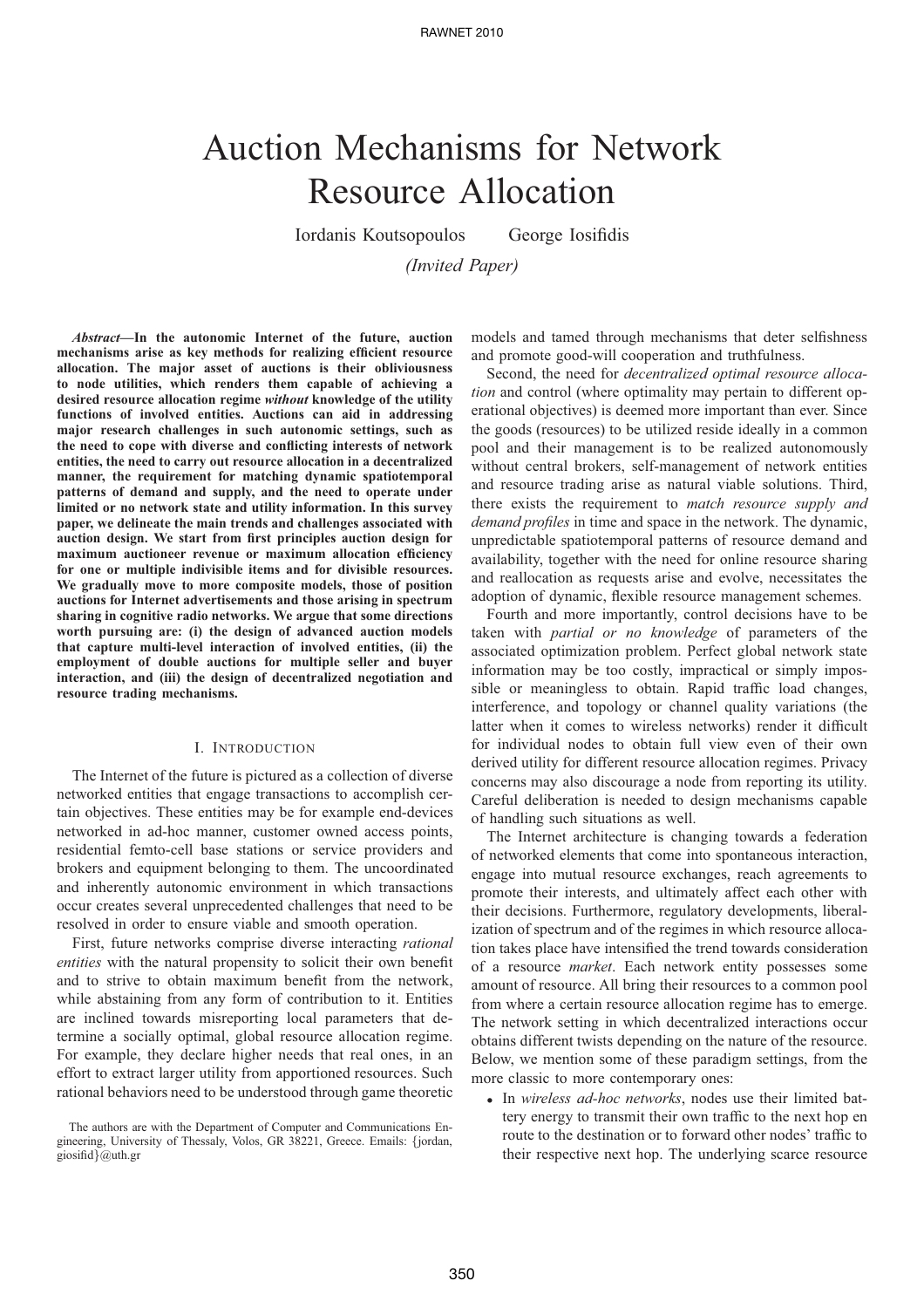# Auction Mechanisms for Network Resource Allocation

Iordanis Koutsopoulos George Iosifidis

*(Invited Paper)*

***Abstract*—In the autonomic Internet of the future, auction mechanisms arise as key methods for realizing efficient resource allocation. The major asset of auctions is their obliviousness to node utilities, which renders them capable of achieving a desired resource allocation regime *without* knowledge of the utility functions of involved entities. Auctions can aid in addressing major research challenges in such autonomic settings, such as the need to cope with diverse and conflicting interests of network entities, the need to carry out resource allocation in a decentralized manner, the requirement for matching dynamic spatiotemporal patterns of demand and supply, and the need to operate under limited or no network state and utility information. In this survey paper, we delineate the main trends and challenges associated with auction design. We start from first principles auction design for maximum auctioneer revenue or maximum allocation efficiency for one or multiple indivisible items and for divisible resources. We gradually move to more composite models, those of position auctions for Internet advertisements and those arising in spectrum sharing in cognitive radio networks. We argue that some directions worth pursuing are: (i) the design of advanced auction models that capture multi-level interaction of involved entities, (ii) the employment of double auctions for multiple seller and buyer interaction, and (iii) the design of decentralized negotiation and resource trading mechanisms.**

## I. Introduction

The Internet of the future is pictured as a collection of diverse networked entities that engage transactions to accomplish certain objectives. These entities may be for example end-devices networked in ad-hoc manner, customer owned access points, residential femto-cell base stations or service providers and brokers and equipment belonging to them. The uncoordinated and inherently autonomic environment in which transactions occur creates several unprecedented challenges that need to be resolved in order to ensure viable and smooth operation.

First, future networks comprise diverse interacting *rational entities* with the natural propensity to solicit their own benefit and to strive to obtain maximum benefit from the network, while abstaining from any form of contribution to it. Entities are inclined towards misreporting local parameters that determine a socially optimal, global resource allocation regime. For example, they declare higher needs that real ones, in an effort to extract larger utility from apportioned resources. Such rational behaviors need to be understood through game theoretic models and tamed through mechanisms that deter selfishness and promote good-will cooperation and truthfulness.

Second, the need for *decentralized optimal resource allocation* and control (where optimality may pertain to different operational objectives) is deemed more important than ever. Since the goods (resources) to be utilized reside ideally in a common pool and their management is to be realized autonomously without central brokers, self-management of network entities and resource trading arise as natural viable solutions. Third, there exists the requirement to *match resource supply and demand profiles* in time and space in the network. The dynamic, unpredictable spatiotemporal patterns of resource demand and availability, together with the need for online resource sharing and reallocation as requests arise and evolve, necessitates the adoption of dynamic, flexible resource management schemes.

Fourth and more importantly, control decisions have to be taken with *partial or no knowledge* of parameters of the associated optimization problem. Perfect global network state information may be too costly, impractical or simply impossible or meaningless to obtain. Rapid traffic load changes, interference, and topology or channel quality variations (the latter when it comes to wireless networks) render it difficult for individual nodes to obtain full view even of their own derived utility for different resource allocation regimes. Privacy concerns may also discourage a node from reporting its utility. Careful deliberation is needed to design mechanisms capable of handling such situations as well.

The Internet architecture is changing towards a federation of networked elements that come into spontaneous interaction, engage into mutual resource exchanges, reach agreements to promote their interests, and ultimately affect each other with their decisions. Furthermore, regulatory developments, liberalization of spectrum and of the regimes in which resource allocation takes place have intensified the trend towards consideration of a resource *market*. Each network entity possesses some amount of resource. All bring their resources to a common pool from where a certain resource allocation regime has to emerge. The network setting in which decentralized interactions occur obtains different twists depending on the nature of the resource. Below, we mention some of these paradigm settings, from the more classic to more contemporary ones:

- In *wireless ad-hoc networks*, nodes use their limited battery energy to transmit their own traffic to the next hop en route to the destination or to forward other nodes' traffic to their respective next hop. The underlying scarce resource

The authors are with the Department of Computer and Communications Engineering, University of Thessaly, Volos, GR 38221, Greece. Emails: {jordan, giosifid}@uth.gr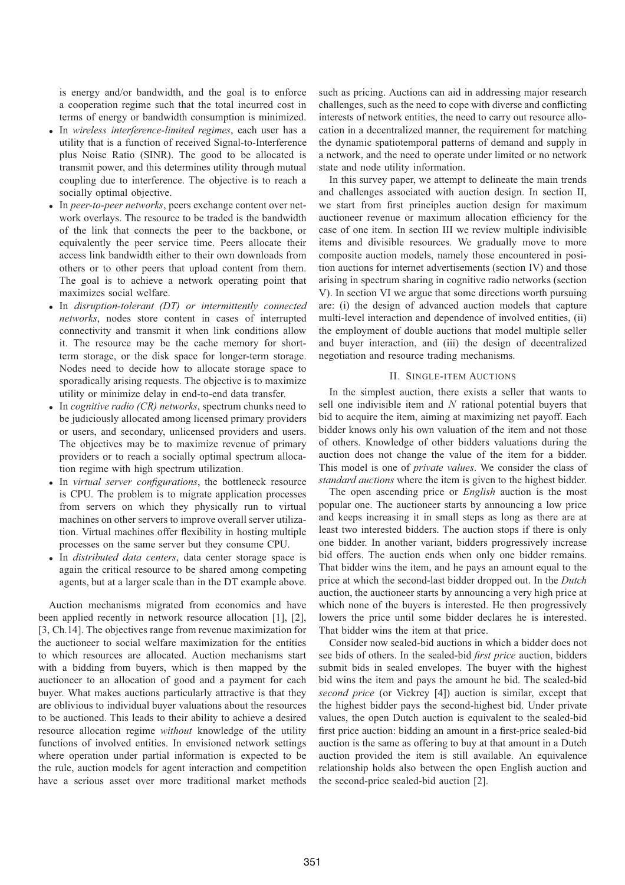is energy and/or bandwidth, and the goal is to enforce a cooperation regime such that the total incurred cost in terms of energy or bandwidth consumption is minimized.

- In *wireless interference-limited regimes*, each user has a utility that is a function of received Signal-to-Interference plus Noise Ratio (SINR). The good to be allocated is transmit power, and this determines utility through mutual coupling due to interference. The objective is to reach a socially optimal objective.
- In *peer-to-peer networks*, peers exchange content over network overlays. The resource to be traded is the bandwidth of the link that connects the peer to the backbone, or equivalently the peer service time. Peers allocate their access link bandwidth either to their own downloads from others or to other peers that upload content from them. The goal is to achieve a network operating point that maximizes social welfare.
- In *disruption-tolerant (DT) or intermittently connected networks*, nodes store content in cases of interrupted connectivity and transmit it when link conditions allow it. The resource may be the cache memory for short-term storage, or the disk space for longer-term storage. Nodes need to decide how to allocate storage space to sporadically arising requests. The objective is to maximize utility or minimize delay in end-to-end data transfer.
- In *cognitive radio (CR) networks*, spectrum chunks need to be judiciously allocated among licensed primary providers or users, and secondary, unlicensed providers and users. The objectives may be to maximize revenue of primary providers or to reach a socially optimal spectrum allocation regime with high spectrum utilization.
- In *virtual server configurations*, the bottleneck resource is CPU. The problem is to migrate application processes from servers on which they physically run to virtual machines on other servers to improve overall server utilization. Virtual machines offer flexibility in hosting multiple processes on the same server but they consume CPU.
- In *distributed data centers*, data center storage space is again the critical resource to be shared among competing agents, but at a larger scale than in the DT example above.

Auction mechanisms migrated from economics and have been applied recently in network resource allocation [1], [2], [3, Ch.14]. The objectives range from revenue maximization for the auctioneer to social welfare maximization for the entities to which resources are allocated. Auction mechanisms start with a bidding from buyers, which is then mapped by the auctioneer to an allocation of good and a payment for each buyer. What makes auctions particularly attractive is that they are oblivious to individual buyer valuations about the resources to be auctioned. This leads to their ability to achieve a desired resource allocation regime *without* knowledge of the utility functions of involved entities. In envisioned network settings where operation under partial information is expected to be the rule, auction models for agent interaction and competition have a serious asset over more traditional market methods such as pricing. Auctions can aid in addressing major research challenges, such as the need to cope with diverse and conflicting interests of network entities, the need to carry out resource allocation in a decentralized manner, the requirement for matching the dynamic spatiotemporal patterns of demand and supply in a network, and the need to operate under limited or no network state and node utility information.

In this survey paper, we attempt to delineate the main trends and challenges associated with auction design. In section II, we start from first principles auction design for maximum auctioneer revenue or maximum allocation efficiency for the case of one item. In section III we review multiple indivisible items and divisible resources. We gradually move to more composite auction models, namely those encountered in position auctions for internet advertisements (section IV) and those arising in spectrum sharing in cognitive radio networks (section V). In section VI we argue that some directions worth pursuing are: (i) the design of advanced auction models that capture multi-level interaction and dependence of involved entities, (ii) the employment of double auctions that model multiple seller and buyer interaction, and (iii) the design of decentralized negotiation and resource trading mechanisms.

## II. Single-item Auctions

In the simplest auction, there exists a seller that wants to sell one indivisible item and $N$ rational potential buyers that bid to acquire the item, aiming at maximizing net payoff. Each bidder knows only his own valuation of the item and not those of others. Knowledge of other bidders valuations during the auction does not change the value of the item for a bidder. This model is one of *private values*. We consider the class of *standard auctions* where the item is given to the highest bidder.

The open ascending price or *English* auction is the most popular one. The auctioneer starts by announcing a low price and keeps increasing it in small steps as long as there are at least two interested bidders. The auction stops if there is only one bidder. In another variant, bidders progressively increase bid offers. The auction ends when only one bidder remains. That bidder wins the item, and he pays an amount equal to the price at which the second-last bidder dropped out. In the *Dutch* auction, the auctioneer starts by announcing a very high price at which none of the buyers is interested. He then progressively lowers the price until some bidder declares he is interested. That bidder wins the item at that price.

Consider now sealed-bid auctions in which a bidder does not see bids of others. In the sealed-bid *first price* auction, bidders submit bids in sealed envelopes. The buyer with the highest bid wins the item and pays the amount he bid. The sealed-bid *second price* (or Vickrey [4]) auction is similar, except that the highest bidder pays the second-highest bid. Under private values, the open Dutch auction is equivalent to the sealed-bid first price auction: bidding an amount in a first-price sealed-bid auction is the same as offering to buy at that amount in a Dutch auction provided the item is still available. An equivalence relationship holds also between the open English auction and the second-price sealed-bid auction [2].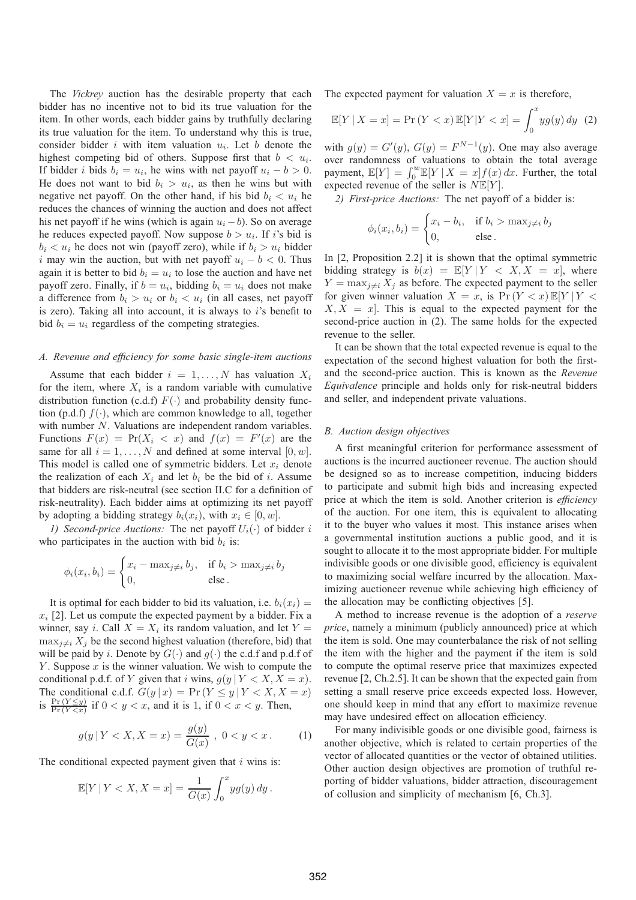The *Vickrey* auction has the desirable property that each bidder has no incentive not to bid its true valuation for the item. In other words, each bidder gains by truthfully declaring its true valuation for the item. To understand why this is true, consider bidder $i$ with item valuation $u_i$. Let $b$ denote the highest competing bid of others. Suppose first that $b < u_i$. If bidder $i$ bids $b_i = u_i$, he wins with net payoff $u_i - b > 0$. He does not want to bid $b_i > u_i$, as then he wins but with negative net payoff. On the other hand, if his bid $b_i < u_i$ he reduces the chances of winning the auction and does not affect his net payoff if he wins (which is again $u_i - b$). So on average he reduces expected payoff. Now suppose $b > u_i$. If $i$'s bid is $b_i < u_i$ he does not win (payoff zero), while if $b_i > u_i$ bidder $i$ may win the auction, but with net payoff $u_i - b < 0$. Thus again it is better to bid $b_i = u_i$ to lose the auction and have net payoff zero. Finally, if $b = u_i$, bidding $b_i = u_i$ does not make a difference from $b_i > u_i$ or $b_i < u_i$ (in all cases, net payoff is zero). Taking all into account, it is always to $i$'s benefit to bid $b_i = u_i$ regardless of the competing strategies.

### *A. Revenue and efficiency for some basic single-item auctions*

Assume that each bidder $i = 1, \ldots, N$ has valuation $X_i$ for the item, where $X_i$ is a random variable with cumulative distribution function (c.d.f) $F(\cdot)$ and probability density function (p.d.f) $f(\cdot)$, which are common knowledge to all, together with number $N$. Valuations are independent random variables. Functions $F(x) = \Pr(X_i < x)$ and $f(x) = F'(x)$ are the same for all $i = 1, \ldots, N$ and defined at some interval $[0, w]$. This model is called one of symmetric bidders. Let $x_i$ denote the realization of each $X_i$ and let $b_i$ be the bid of $i$. Assume that bidders are risk-neutral (see section II.C for a definition of risk-neutrality). Each bidder aims at optimizing its net payoff by adopting a bidding strategy $b_i(x_i)$, with $x_i \in [0, w]$.

*1) Second-price Auctions:* The net payoff $U_i(\cdot)$ of bidder $i$ who participates in the auction with bid $b_i$ is:

$$\phi_i(x_i, b_i) = \begin{cases} x_i - \max_{j \neq i} b_j, & \text{if } b_i > \max_{j \neq i} b_j \\ 0, & \text{else} . \end{cases}$$

It is optimal for each bidder to bid its valuation, i.e. $b_i(x_i) = x_i$ [2]. Let us compute the expected payment by a bidder. Fix a winner, say $i$. Call $X = X_i$ its random valuation, and let $Y = \max_{j \neq i} X_j$ be the second highest valuation (therefore, bid) that will be paid by $i$. Denote by $G(\cdot)$ and $g(\cdot)$ the c.d.f and p.d.f of $Y$. Suppose $x$ is the winner valuation. We wish to compute the conditional p.d.f. of $Y$ given that $i$ wins, $g(y \,|\, Y < X, X = x)$. The conditional c.d.f. $G(y \,|\, x) = \Pr(Y \leq y \,|\, Y < X, X = x)$ is $\frac{\Pr(Y \leq y)}{\Pr(Y < x)}$ if $0 < y < x$, and it is 1, if $0 < x < y$. Then,

$$g(y \,|\, Y < X, X = x) = \frac{g(y)}{G(x)} \;, \; 0 < y < x \,. \tag{1}$$

The conditional expected payment given that $i$ wins is:

$$\mathbb{E}[Y \,|\, Y < X, X = x] = \frac{1}{G(x)} \int_0^x y g(y)\, dy \,.$$

The expected payment for valuation $X = x$ is therefore,

$$\mathbb{E}[Y \,|\, X = x] = \Pr(Y < x)\, \mathbb{E}[Y | Y < x] = \int_0^x y g(y)\, dy \tag{2}$$

with $g(y) = G'(y)$, $G(y) = F^{N-1}(y)$. One may also average over randomness of valuations to obtain the total average payment, $\mathbb{E}[Y] = \int_0^w \mathbb{E}[Y \,|\, X = x] f(x)\, dx$. Further, the total expected revenue of the seller is $N\mathbb{E}[Y]$.

*2) First-price Auctions:* The net payoff of a bidder is:

$$\phi_i(x_i, b_i) = \begin{cases} x_i - b_i, & \text{if } b_i > \max_{j \neq i} b_j \\ 0, & \text{else} . \end{cases}$$

In [2, Proposition 2.2] it is shown that the optimal symmetric bidding strategy is $b(x) = \mathbb{E}[Y \,|\, Y < X, X = x]$, where $Y = \max_{j \neq i} X_j$ as before. The expected payment to the seller for given winner valuation $X = x$, is $\Pr(Y < x)\, \mathbb{E}[Y \,|\, Y < X, X = x]$. This is equal to the expected payment for the second-price auction in (2). The same holds for the expected revenue to the seller.

It can be shown that the total expected revenue is equal to the expectation of the second highest valuation for both the first- and the second-price auction. This is known as the *Revenue Equivalence* principle and holds only for risk-neutral bidders and seller, and independent private valuations.

### *B. Auction design objectives*

A first meaningful criterion for performance assessment of auctions is the incurred auctioneer revenue. The auction should be designed so as to increase competition, inducing bidders to participate and submit high bids and increasing expected price at which the item is sold. Another criterion is *efficiency* of the auction. For one item, this is equivalent to allocating it to the buyer who values it most. This instance arises when a governmental institution auctions a public good, and it is sought to allocate it to the most appropriate bidder. For multiple indivisible goods or one divisible good, efficiency is equivalent to maximizing social welfare incurred by the allocation. Maximizing auctioneer revenue while achieving high efficiency of the allocation may be conflicting objectives [5].

A method to increase revenue is the adoption of a *reserve price*, namely a minimum (publicly announced) price at which the item is sold. One may counterbalance the risk of not selling the item with the higher and the payment if the item is sold to compute the optimal reserve price that maximizes expected revenue [2, Ch.2.5]. It can be shown that the expected gain from setting a small reserve price exceeds expected loss. However, one should keep in mind that any effort to maximize revenue may have undesired effect on allocation efficiency.

For many indivisible goods or one divisible good, fairness is another objective, which is related to certain properties of the vector of allocated quantities or the vector of obtained utilities. Other auction design objectives are promotion of truthful reporting of bidder valuations, bidder attraction, discouragement of collusion and simplicity of mechanism [6, Ch.3].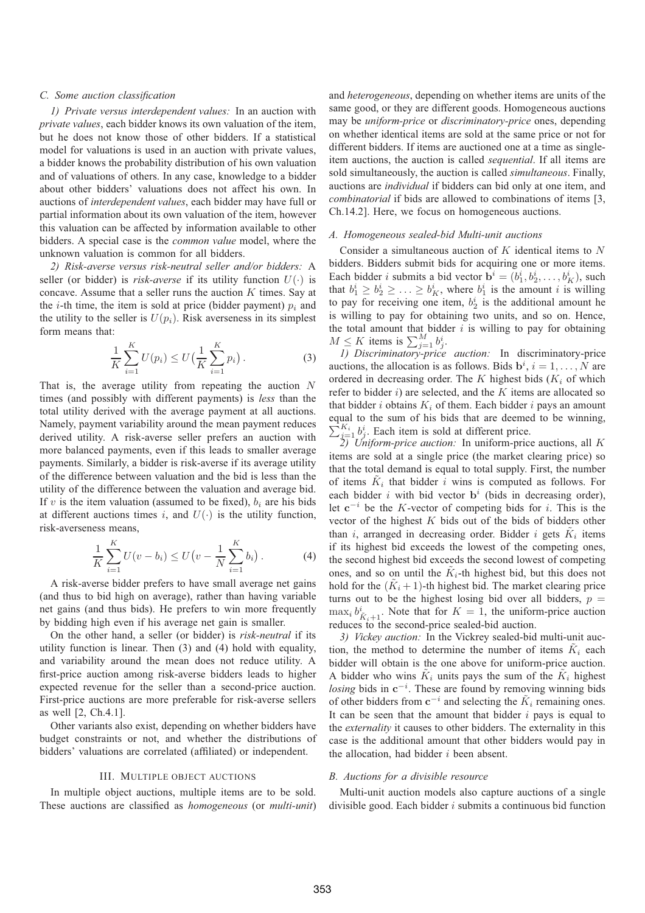### C. Some auction classification

*1) Private versus interdependent values:* In an auction with *private values*, each bidder knows its own valuation of the item, but he does not know those of other bidders. If a statistical model for valuations is used in an auction with private values, a bidder knows the probability distribution of his own valuation and of valuations of others. In any case, knowledge to a bidder about other bidders' valuations does not affect his own. In auctions of *interdependent values*, each bidder may have full or partial information about its own valuation of the item, however this valuation can be affected by information available to other bidders. A special case is the *common value* model, where the unknown valuation is common for all bidders.

*2) Risk-averse versus risk-neutral seller and/or bidders:* A seller (or bidder) is *risk-averse* if its utility function $U(\cdot)$ is concave. Assume that a seller runs the auction $K$ times. Say at the $i$-th time, the item is sold at price (bidder payment) $p_i$ and the utility to the seller is $U(p_i)$. Risk averseness in its simplest form means that:

$$\frac{1}{K}\sum_{i=1}^{K} U(p_i) \leq U\big(\frac{1}{K}\sum_{i=1}^{K} p_i\big)\,. \tag{3}$$

That is, the average utility from repeating the auction $N$ times (and possibly with different payments) is *less* than the total utility derived with the average payment at all auctions. Namely, payment variability around the mean payment reduces derived utility. A risk-averse seller prefers an auction with more balanced payments, even if this leads to smaller average payments. Similarly, a bidder is risk-averse if its average utility of the difference between valuation and the bid is less than the utility of the difference between the valuation and average bid. If $v$ is the item valuation (assumed to be fixed), $b_i$ are his bids at different auction times $i$, and $U(\cdot)$ is the utility function, risk-averseness means,

$$\frac{1}{K}\sum_{i=1}^{K} U(v-b_i) \leq U\big(v - \frac{1}{N}\sum_{i=1}^{K} b_i\big)\,. \tag{4}$$

A risk-averse bidder prefers to have small average net gains (and thus to bid high on average), rather than having variable net gains (and thus bids). He prefers to win more frequently by bidding high even if his average net gain is smaller.

On the other hand, a seller (or bidder) is *risk-neutral* if its utility function is linear. Then (3) and (4) hold with equality, and variability around the mean does not reduce utility. A first-price auction among risk-averse bidders leads to higher expected revenue for the seller than a second-price auction. First-price auctions are more preferable for risk-averse sellers as well [2, Ch.4.1].

Other variants also exist, depending on whether bidders have budget constraints or not, and whether the distributions of bidders' valuations are correlated (affiliated) or independent.

## III. Multiple object auctions

In multiple object auctions, multiple items are to be sold. These auctions are classified as *homogeneous* (or *multi-unit*) and *heterogeneous*, depending on whether items are units of the same good, or they are different goods. Homogeneous auctions may be *uniform-price* or *discriminatory-price* ones, depending on whether identical items are sold at the same price or not for different bidders. If items are auctioned one at a time as single-item auctions, the auction is called *sequential*. If all items are sold simultaneously, the auction is called *simultaneous*. Finally, auctions are *individual* if bidders can bid only at one item, and *combinatorial* if bids are allowed to combinations of items [3, Ch.14.2]. Here, we focus on homogeneous auctions.

### A. Homogeneous sealed-bid Multi-unit auctions

Consider a simultaneous auction of $K$ identical items to $N$ bidders. Bidders submit bids for acquiring one or more items. Each bidder $i$ submits a bid vector $\mathbf{b}^i = (b_1^i, b_2^i, \ldots, b_K^i)$, such that $b_1^i \geq b_2^i \geq \ldots \geq b_K^i$, where $b_1^i$ is the amount $i$ is willing to pay for receiving one item, $b_2^i$ is the additional amount he is willing to pay for obtaining two units, and so on. Hence, the total amount that bidder $i$ is willing to pay for obtaining $M \leq K$ items is $\sum_{j=1}^{M} b_j^i$.

*1) Discriminatory-price auction:* In discriminatory-price auctions, the allocation is as follows. Bids $\mathbf{b}^i$, $i=1,\ldots,N$ are ordered in decreasing order. The $K$ highest bids ($K_i$ of which refer to bidder $i$) are selected, and the $K$ items are allocated so that bidder $i$ obtains $K_i$ of them. Each bidder $i$ pays an amount equal to the sum of his bids that are deemed to be winning, $\sum_{j=1}^{K_i} b_j^i$. Each item is sold at different price.

*2) Uniform-price auction:* In uniform-price auctions, all $K$ items are sold at a single price (the market clearing price) so that the total demand is equal to total supply. First, the number of items $\tilde{K}_i$ that bidder $i$ wins is computed as follows. For each bidder $i$ with bid vector $\mathbf{b}^i$ (bids in decreasing order), let $\mathbf{c}^{-i}$ be the $K$-vector of competing bids for $i$. This is the vector of the highest $K$ bids out of the bids of bidders other than $i$, arranged in decreasing order. Bidder $i$ gets $\tilde{K}_i$ items if its highest bid exceeds the lowest of the competing ones, the second highest bid exceeds the second lowest of competing ones, and so on until the $\tilde{K}_i$-th highest bid, but this does not hold for the $(\tilde{K}_i+1)$-th highest bid. The market clearing price turns out to be the highest losing bid over all bidders, $p = \max_i b_{\tilde{K}_i+1}^i$. Note that for $K=1$, the uniform-price auction reduces to the second-price sealed-bid auction.

*3) Vickey auction:* In the Vickrey sealed-bid multi-unit auction, the method to determine the number of items $\tilde{K}_i$ each bidder will obtain is the one above for uniform-price auction. A bidder who wins $\tilde{K}_i$ units pays the sum of the $\tilde{K}_i$ highest *losing* bids in $\mathbf{c}^{-i}$. These are found by removing winning bids of other bidders from $\mathbf{c}^{-i}$ and selecting the $\tilde{K}_i$ remaining ones. It can be seen that the amount that bidder $i$ pays is equal to the *externality* it causes to other bidders. The externality in this case is the additional amount that other bidders would pay in the allocation, had bidder $i$ been absent.

### B. Auctions for a divisible resource

Multi-unit auction models also capture auctions of a single divisible good. Each bidder $i$ submits a continuous bid function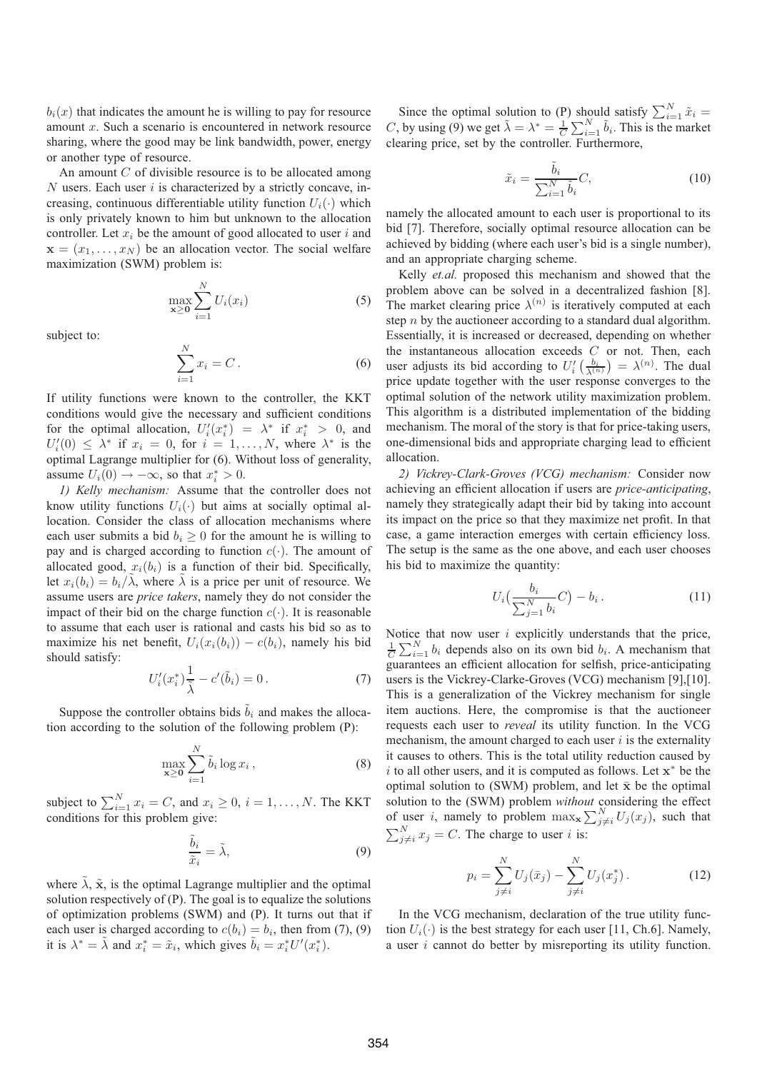$b_i(x)$ that indicates the amount he is willing to pay for resource amount $x$. Such a scenario is encountered in network resource sharing, where the good may be link bandwidth, power, energy or another type of resource.

An amount $C$ of divisible resource is to be allocated among $N$ users. Each user $i$ is characterized by a strictly concave, increasing, continuous differentiable utility function $U_i(\cdot)$ which is only privately known to him but unknown to the allocation controller. Let $x_i$ be the amount of good allocated to user $i$ and $\mathbf{x} = (x_1, \ldots, x_N)$ be an allocation vector. The social welfare maximization (SWM) problem is:

$$\max_{\mathbf{x} \geq \mathbf{0}} \sum_{i=1}^{N} U_i(x_i) \tag{5}$$

subject to:

$$\sum_{i=1}^{N} x_i = C\,. \tag{6}$$

If utility functions were known to the controller, the KKT conditions would give the necessary and sufficient conditions for the optimal allocation, $U_i'(x_i^*) = \lambda^*$ if $x_i^* > 0$, and $U_i'(0) \leq \lambda^*$ if $x_i = 0$, for $i = 1, \ldots, N$, where $\lambda^*$ is the optimal Lagrange multiplier for (6). Without loss of generality, assume $U_i(0) \to -\infty$, so that $x_i^* > 0$.

*1) Kelly mechanism:* Assume that the controller does not know utility functions $U_i(\cdot)$ but aims at socially optimal allocation. Consider the class of allocation mechanisms where each user submits a bid $b_i \geq 0$ for the amount he is willing to pay and is charged according to function $c(\cdot)$. The amount of allocated good, $x_i(b_i)$ is a function of their bid. Specifically, let $x_i(b_i) = b_i/\tilde{\lambda}$, where $\tilde{\lambda}$ is a price per unit of resource. We assume users are *price takers*, namely they do not consider the impact of their bid on the charge function $c(\cdot)$. It is reasonable to assume that each user is rational and casts his bid so as to maximize his net benefit, $U_i(x_i(b_i)) - c(b_i)$, namely his bid should satisfy:

$$U_i'(x_i^*)\frac{1}{\tilde{\lambda}} - c'(\tilde{b}_i) = 0\,. \tag{7}$$

Suppose the controller obtains bids $\tilde{b}_i$ and makes the allocation according to the solution of the following problem (P):

$$\max_{\mathbf{x} \geq \mathbf{0}} \sum_{i=1}^{N} \tilde{b}_i \log x_i\,, \tag{8}$$

subject to $\sum_{i=1}^{N} x_i = C$, and $x_i \geq 0$, $i = 1, \ldots, N$. The KKT conditions for this problem give:

$$\frac{\tilde{b}_i}{\tilde{x}_i} = \tilde{\lambda}, \tag{9}$$

where $\tilde{\lambda}$, $\tilde{\mathbf{x}}$, is the optimal Lagrange multiplier and the optimal solution respectively of (P). The goal is to equalize the solutions of optimization problems (SWM) and (P). It turns out that if each user is charged according to $c(b_i) = b_i$, then from (7), (9) it is $\lambda^* = \tilde{\lambda}$ and $x_i^* = \tilde{x}_i$, which gives $\tilde{b}_i = x_i^* U'(x_i^*)$.

Since the optimal solution to (P) should satisfy $\sum_{i=1}^{N} \tilde{x}_i = C$, by using (9) we get $\tilde{\lambda} = \lambda^* = \frac{1}{C}\sum_{i=1}^{N} \tilde{b}_i$. This is the market clearing price, set by the controller. Furthermore,

$$\tilde{x}_i = \frac{\tilde{b}_i}{\sum_{i=1}^{N} \tilde{b}_i} C, \tag{10}$$

namely the allocated amount to each user is proportional to its bid [7]. Therefore, socially optimal resource allocation can be achieved by bidding (where each user's bid is a single number), and an appropriate charging scheme.

Kelly *et.al.* proposed this mechanism and showed that the problem above can be solved in a decentralized fashion [8]. The market clearing price $\lambda^{(n)}$ is iteratively computed at each step $n$ by the auctioneer according to a standard dual algorithm. Essentially, it is increased or decreased, depending on whether the instantaneous allocation exceeds $C$ or not. Then, each user adjusts its bid according to $U_i'\big(\frac{b_i}{\lambda^{(n)}}\big) = \lambda^{(n)}$. The dual price update together with the user response converges to the optimal solution of the network utility maximization problem. This algorithm is a distributed implementation of the bidding mechanism. The moral of the story is that for price-taking users, one-dimensional bids and appropriate charging lead to efficient allocation.

*2) Vickrey-Clark-Groves (VCG) mechanism:* Consider now achieving an efficient allocation if users are *price-anticipating*, namely they strategically adapt their bid by taking into account its impact on the price so that they maximize net profit. In that case, a game interaction emerges with certain efficiency loss. The setup is the same as the one above, and each user chooses his bid to maximize the quantity:

$$U_i\big(\frac{b_i}{\sum_{j=1}^{N} b_i} C\big) - b_i\,. \tag{11}$$

Notice that now user $i$ explicitly understands that the price, $\frac{1}{C}\sum_{i=1}^{N} b_i$ depends also on its own bid $b_i$. A mechanism that guarantees an efficient allocation for selfish, price-anticipating users is the Vickrey-Clarke-Groves (VCG) mechanism [9],[10]. This is a generalization of the Vickrey mechanism for single item auctions. Here, the compromise is that the auctioneer requests each user to *reveal* its utility function. In the VCG mechanism, the amount charged to each user $i$ is the externality it causes to others. This is the total utility reduction caused by $i$ to all other users, and it is computed as follows. Let $\mathbf{x}^*$ be the optimal solution to (SWM) problem, and let $\bar{\mathbf{x}}$ be the optimal solution to the (SWM) problem *without* considering the effect of user $i$, namely to problem $\max_{\mathbf{x}} \sum_{j \neq i}^{N} U_j(x_j)$, such that $\sum_{j \neq i}^{N} x_j = C$. The charge to user $i$ is:

$$p_i = \sum_{j \neq i}^{N} U_j(\bar{x}_j) - \sum_{j \neq i}^{N} U_j(x_j^*)\,. \tag{12}$$

In the VCG mechanism, declaration of the true utility function $U_i(\cdot)$ is the best strategy for each user [11, Ch.6]. Namely, a user $i$ cannot do better by misreporting its utility function.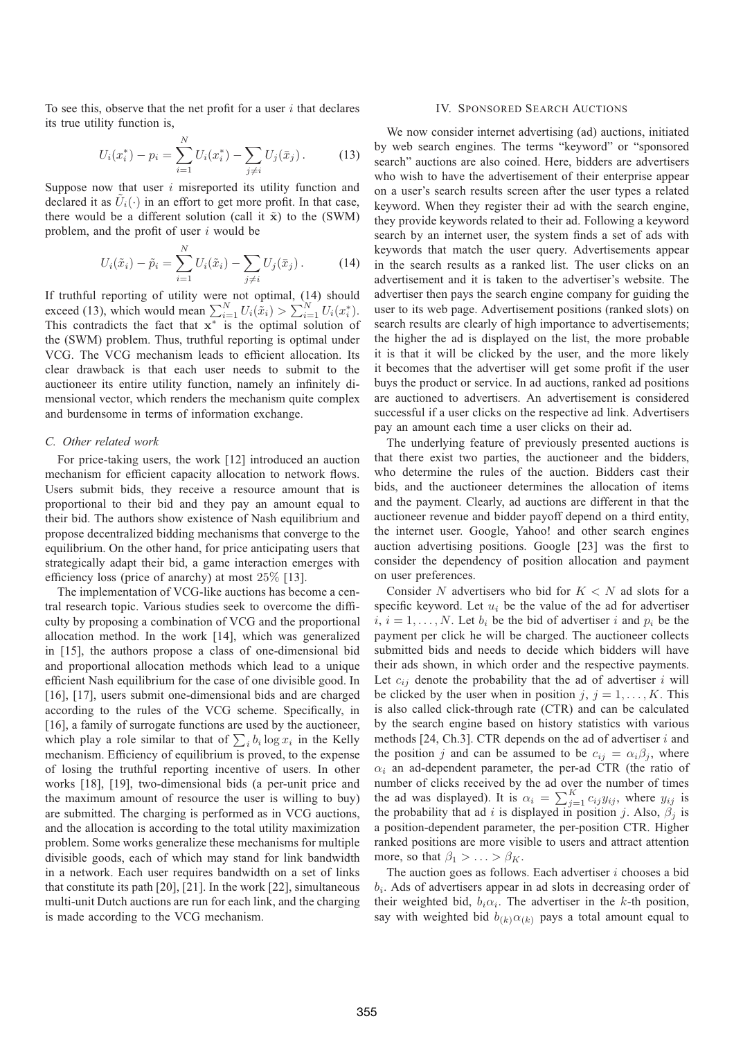To see this, observe that the net profit for a user $i$ that declares its true utility function is,

$$U_i(x_i^*) - p_i = \sum_{i=1}^{N} U_i(x_i^*) - \sum_{j \neq i} U_j(\bar{x}_j). \tag{13}$$

Suppose now that user $i$ misreported its utility function and declared it as $\tilde{U}_i(\cdot)$ in an effort to get more profit. In that case, there would be a different solution (call it $\tilde{\mathbf{x}}$) to the (SWM) problem, and the profit of user $i$ would be

$$U_i(\tilde{x}_i) - \tilde{p}_i = \sum_{i=1}^{N} U_i(\tilde{x}_i) - \sum_{j \neq i} U_j(\bar{x}_j). \tag{14}$$

If truthful reporting of utility were not optimal, (14) should exceed (13), which would mean $\sum_{i=1}^{N} U_i(\tilde{x}_i) > \sum_{i=1}^{N} U_i(x_i^*)$. This contradicts the fact that $\mathbf{x}^*$ is the optimal solution of the (SWM) problem. Thus, truthful reporting is optimal under VCG. The VCG mechanism leads to efficient allocation. Its clear drawback is that each user needs to submit to the auctioneer its entire utility function, namely an infinitely dimensional vector, which renders the mechanism quite complex and burdensome in terms of information exchange.

### C. Other related work

For price-taking users, the work [12] introduced an auction mechanism for efficient capacity allocation to network flows. Users submit bids, they receive a resource amount that is proportional to their bid and they pay an amount equal to their bid. The authors show existence of Nash equilibrium and propose decentralized bidding mechanisms that converge to the equilibrium. On the other hand, for price anticipating users that strategically adapt their bid, a game interaction emerges with efficiency loss (price of anarchy) at most $25\%$ [13].

The implementation of VCG-like auctions has become a central research topic. Various studies seek to overcome the difficulty by proposing a combination of VCG and the proportional allocation method. In the work [14], which was generalized in [15], the authors propose a class of one-dimensional bid and proportional allocation methods which lead to a unique efficient Nash equilibrium for the case of one divisible good. In [16], [17], users submit one-dimensional bids and are charged according to the rules of the VCG scheme. Specifically, in [16], a family of surrogate functions are used by the auctioneer, which play a role similar to that of $\sum_i b_i \log x_i$ in the Kelly mechanism. Efficiency of equilibrium is proved, to the expense of losing the truthful reporting incentive of users. In other works [18], [19], two-dimensional bids (a per-unit price and the maximum amount of resource the user is willing to buy) are submitted. The charging is performed as in VCG auctions, and the allocation is according to the total utility maximization problem. Some works generalize these mechanisms for multiple divisible goods, each of which may stand for link bandwidth in a network. Each user requires bandwidth on a set of links that constitute its path [20], [21]. In the work [22], simultaneous multi-unit Dutch auctions are run for each link, and the charging is made according to the VCG mechanism.

## IV. Sponsored Search Auctions

We now consider internet advertising (ad) auctions, initiated by web search engines. The terms "keyword" or "sponsored search" auctions are also coined. Here, bidders are advertisers who wish to have the advertisement of their enterprise appear on a user's search results screen after the user types a related keyword. When they register their ad with the search engine, they provide keywords related to their ad. Following a keyword search by an internet user, the system finds a set of ads with keywords that match the user query. Advertisements appear in the search results as a ranked list. The user clicks on an advertisement and it is taken to the advertiser's website. The advertiser then pays the search engine company for guiding the user to its web page. Advertisement positions (ranked slots) on search results are clearly of high importance to advertisements; the higher the ad is displayed on the list, the more probable it is that it will be clicked by the user, and the more likely it becomes that the advertiser will get some profit if the user buys the product or service. In ad auctions, ranked ad positions are auctioned to advertisers. An advertisement is considered successful if a user clicks on the respective ad link. Advertisers pay an amount each time a user clicks on their ad.

The underlying feature of previously presented auctions is that there exist two parties, the auctioneer and the bidders, who determine the rules of the auction. Bidders cast their bids, and the auctioneer determines the allocation of items and the payment. Clearly, ad auctions are different in that the auctioneer revenue and bidder payoff depend on a third entity, the internet user. Google, Yahoo! and other search engines auction advertising positions. Google [23] was the first to consider the dependency of position allocation and payment on user preferences.

Consider $N$ advertisers who bid for $K < N$ ad slots for a specific keyword. Let $u_i$ be the value of the ad for advertiser $i$, $i = 1, \ldots, N$. Let $b_i$ be the bid of advertiser $i$ and $p_i$ be the payment per click he will be charged. The auctioneer collects submitted bids and needs to decide which bidders will have their ads shown, in which order and the respective payments. Let $c_{ij}$ denote the probability that the ad of advertiser $i$ will be clicked by the user when in position $j$, $j = 1, \ldots, K$. This is also called click-through rate (CTR) and can be calculated by the search engine based on history statistics with various methods [24, Ch.3]. CTR depends on the ad of advertiser $i$ and the position $j$ and can be assumed to be $c_{ij} = \alpha_i \beta_j$, where $\alpha_i$ an ad-dependent parameter, the per-ad CTR (the ratio of number of clicks received by the ad over the number of times the ad was displayed). It is $\alpha_i = \sum_{j=1}^{K} c_{ij} y_{ij}$, where $y_{ij}$ is the probability that ad $i$ is displayed in position $j$. Also, $\beta_j$ is a position-dependent parameter, the per-position CTR. Higher ranked positions are more visible to users and attract attention more, so that $\beta_1 > \ldots > \beta_K$.

The auction goes as follows. Each advertiser $i$ chooses a bid $b_i$. Ads of advertisers appear in ad slots in decreasing order of their weighted bid, $b_i \alpha_i$. The advertiser in the $k$-th position, say with weighted bid $b_{(k)} \alpha_{(k)}$ pays a total amount equal to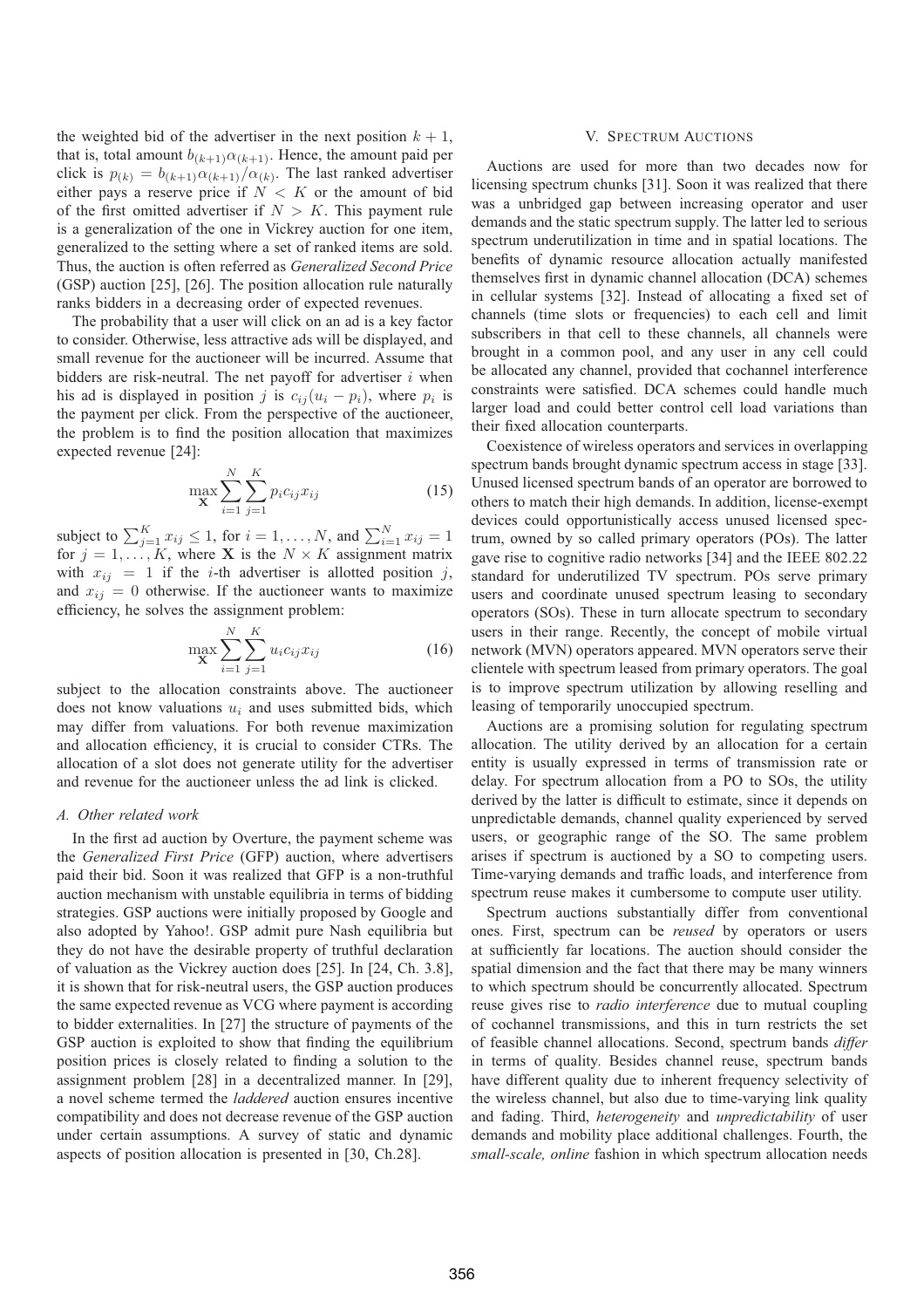the weighted bid of the advertiser in the next position $k+1$, that is, total amount $b_{(k+1)}\alpha_{(k+1)}$. Hence, the amount paid per click is $p_{(k)} = b_{(k+1)}\alpha_{(k+1)}/\alpha_{(k)}$. The last ranked advertiser either pays a reserve price if $N < K$ or the amount of bid of the first omitted advertiser if $N > K$. This payment rule is a generalization of the one in Vickrey auction for one item, generalized to the setting where a set of ranked items are sold. Thus, the auction is often referred as *Generalized Second Price* (GSP) auction [25], [26]. The position allocation rule naturally ranks bidders in a decreasing order of expected revenues.

The probability that a user will click on an ad is a key factor to consider. Otherwise, less attractive ads will be displayed, and small revenue for the auctioneer will be incurred. Assume that bidders are risk-neutral. The net payoff for advertiser $i$ when his ad is displayed in position $j$ is $c_{ij}(u_i - p_i)$, where $p_i$ is the payment per click. From the perspective of the auctioneer, the problem is to find the position allocation that maximizes expected revenue [24]:

$$\max_{\mathbf{X}} \sum_{i=1}^{N} \sum_{j=1}^{K} p_i c_{ij} x_{ij} \tag{15}$$

subject to $\sum_{j=1}^{K} x_{ij} \leq 1$, for $i = 1, \ldots, N$, and $\sum_{i=1}^{N} x_{ij} = 1$ for $j = 1, \ldots, K$, where $\mathbf{X}$ is the $N \times K$ assignment matrix with $x_{ij} = 1$ if the $i$-th advertiser is allotted position $j$, and $x_{ij} = 0$ otherwise. If the auctioneer wants to maximize efficiency, he solves the assignment problem:

$$\max_{\mathbf{X}} \sum_{i=1}^{N} \sum_{j=1}^{K} u_i c_{ij} x_{ij} \tag{16}$$

subject to the allocation constraints above. The auctioneer does not know valuations $u_i$ and uses submitted bids, which may differ from valuations. For both revenue maximization and allocation efficiency, it is crucial to consider CTRs. The allocation of a slot does not generate utility for the advertiser and revenue for the auctioneer unless the ad link is clicked.

### A. Other related work

In the first ad auction by Overture, the payment scheme was the *Generalized First Price* (GFP) auction, where advertisers paid their bid. Soon it was realized that GFP is a non-truthful auction mechanism with unstable equilibria in terms of bidding strategies. GSP auctions were initially proposed by Google and also adopted by Yahoo!. GSP admit pure Nash equilibria but they do not have the desirable property of truthful declaration of valuation as the Vickrey auction does [25]. In [24, Ch. 3.8], it is shown that for risk-neutral users, the GSP auction produces the same expected revenue as VCG where payment is according to bidder externalities. In [27] the structure of payments of the GSP auction is exploited to show that finding the equilibrium position prices is closely related to finding a solution to the assignment problem [28] in a decentralized manner. In [29], a novel scheme termed the *laddered* auction ensures incentive compatibility and does not decrease revenue of the GSP auction under certain assumptions. A survey of static and dynamic aspects of position allocation is presented in [30, Ch.28].

## V. Spectrum Auctions

Auctions are used for more than two decades now for licensing spectrum chunks [31]. Soon it was realized that there was a unbridged gap between increasing operator and user demands and the static spectrum supply. The latter led to serious spectrum underutilization in time and in spatial locations. The benefits of dynamic resource allocation actually manifested themselves first in dynamic channel allocation (DCA) schemes in cellular systems [32]. Instead of allocating a fixed set of channels (time slots or frequencies) to each cell and limit subscribers in that cell to these channels, all channels were brought in a common pool, and any user in any cell could be allocated any channel, provided that cochannel interference constraints were satisfied. DCA schemes could handle much larger load and could better control cell load variations than their fixed allocation counterparts.

Coexistence of wireless operators and services in overlapping spectrum bands brought dynamic spectrum access in stage [33]. Unused licensed spectrum bands of an operator are borrowed to others to match their high demands. In addition, license-exempt devices could opportunistically access unused licensed spectrum, owned by so called primary operators (POs). The latter gave rise to cognitive radio networks [34] and the IEEE 802.22 standard for underutilized TV spectrum. POs serve primary users and coordinate unused spectrum leasing to secondary operators (SOs). These in turn allocate spectrum to secondary users in their range. Recently, the concept of mobile virtual network (MVN) operators appeared. MVN operators serve their clientele with spectrum leased from primary operators. The goal is to improve spectrum utilization by allowing reselling and leasing of temporarily unoccupied spectrum.

Auctions are a promising solution for regulating spectrum allocation. The utility derived by an allocation for a certain entity is usually expressed in terms of transmission rate or delay. For spectrum allocation from a PO to SOs, the utility derived by the latter is difficult to estimate, since it depends on unpredictable demands, channel quality experienced by served users, or geographic range of the SO. The same problem arises if spectrum is auctioned by a SO to competing users. Time-varying demands and traffic loads, and interference from spectrum reuse makes it cumbersome to compute user utility.

Spectrum auctions substantially differ from conventional ones. First, spectrum can be *reused* by operators or users at sufficiently far locations. The auction should consider the spatial dimension and the fact that there may be many winners to which spectrum should be concurrently allocated. Spectrum reuse gives rise to *radio interference* due to mutual coupling of cochannel transmissions, and this in turn restricts the set of feasible channel allocations. Second, spectrum bands *differ* in terms of quality. Besides channel reuse, spectrum bands have different quality due to inherent frequency selectivity of the wireless channel, but also due to time-varying link quality and fading. Third, *heterogeneity* and *unpredictability* of user demands and mobility place additional challenges. Fourth, the *small-scale, online* fashion in which spectrum allocation needs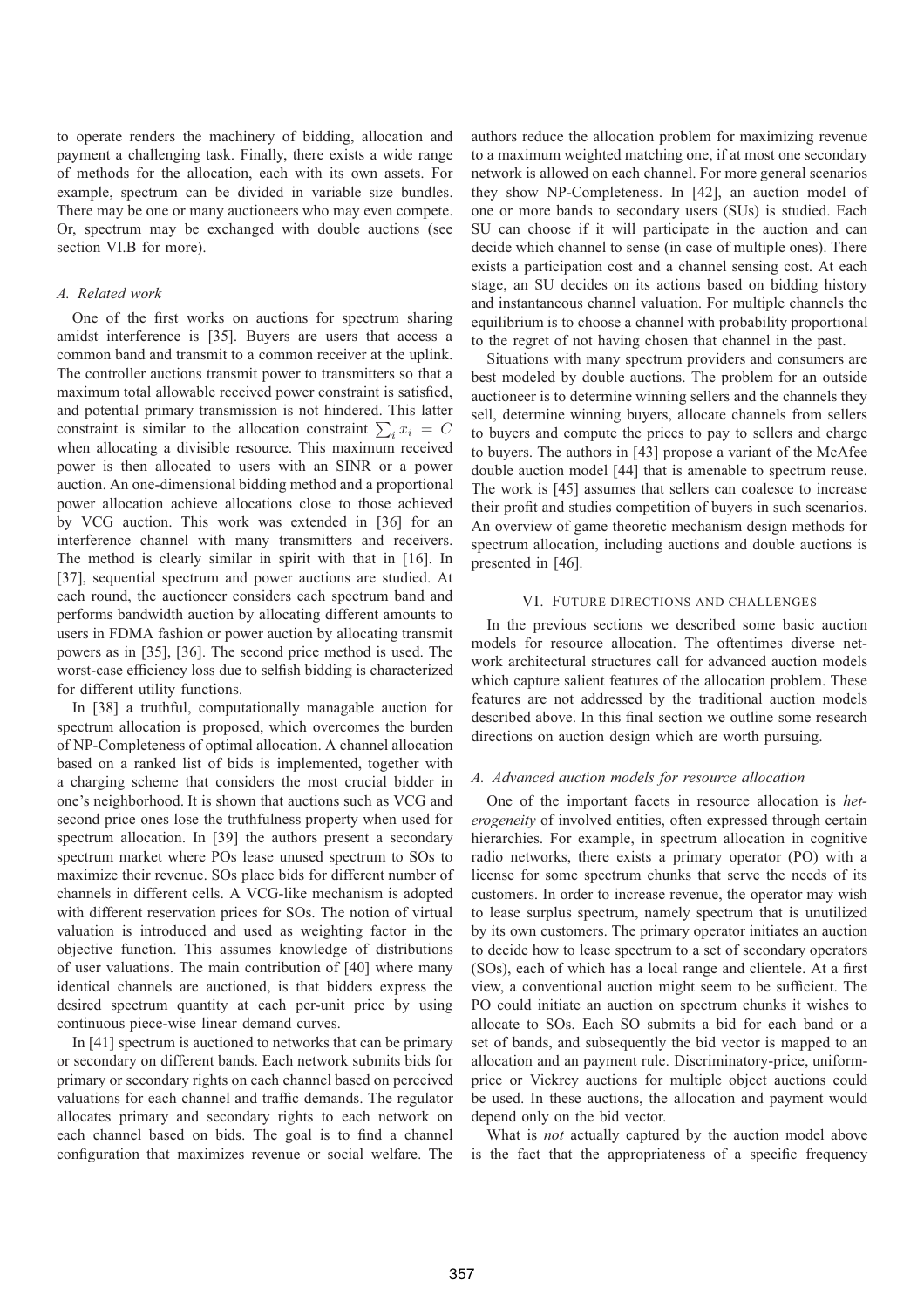to operate renders the machinery of bidding, allocation and payment a challenging task. Finally, there exists a wide range of methods for the allocation, each with its own assets. For example, spectrum can be divided in variable size bundles. There may be one or many auctioneers who may even compete. Or, spectrum may be exchanged with double auctions (see section VI.B for more).

### A. Related work

One of the first works on auctions for spectrum sharing amidst interference is [35]. Buyers are users that access a common band and transmit to a common receiver at the uplink. The controller auctions transmit power to transmitters so that a maximum total allowable received power constraint is satisfied, and potential primary transmission is not hindered. This latter constraint is similar to the allocation constraint $\sum_i x_i = C$ when allocating a divisible resource. This maximum received power is then allocated to users with an SINR or a power auction. An one-dimensional bidding method and a proportional power allocation achieve allocations close to those achieved by VCG auction. This work was extended in [36] for an interference channel with many transmitters and receivers. The method is clearly similar in spirit with that in [16]. In [37], sequential spectrum and power auctions are studied. At each round, the auctioneer considers each spectrum band and performs bandwidth auction by allocating different amounts to users in FDMA fashion or power auction by allocating transmit powers as in [35], [36]. The second price method is used. The worst-case efficiency loss due to selfish bidding is characterized for different utility functions.

In [38] a truthful, computationally managable auction for spectrum allocation is proposed, which overcomes the burden of NP-Completeness of optimal allocation. A channel allocation based on a ranked list of bids is implemented, together with a charging scheme that considers the most crucial bidder in one's neighborhood. It is shown that auctions such as VCG and second price ones lose the truthfulness property when used for spectrum allocation. In [39] the authors present a secondary spectrum market where POs lease unused spectrum to SOs to maximize their revenue. SOs place bids for different number of channels in different cells. A VCG-like mechanism is adopted with different reservation prices for SOs. The notion of virtual valuation is introduced and used as weighting factor in the objective function. This assumes knowledge of distributions of user valuations. The main contribution of [40] where many identical channels are auctioned, is that bidders express the desired spectrum quantity at each per-unit price by using continuous piece-wise linear demand curves.

In [41] spectrum is auctioned to networks that can be primary or secondary on different bands. Each network submits bids for primary or secondary rights on each channel based on perceived valuations for each channel and traffic demands. The regulator allocates primary and secondary rights to each network on each channel based on bids. The goal is to find a channel configuration that maximizes revenue or social welfare. The authors reduce the allocation problem for maximizing revenue to a maximum weighted matching one, if at most one secondary network is allowed on each channel. For more general scenarios they show NP-Completeness. In [42], an auction model of one or more bands to secondary users (SUs) is studied. Each SU can choose if it will participate in the auction and can decide which channel to sense (in case of multiple ones). There exists a participation cost and a channel sensing cost. At each stage, an SU decides on its actions based on bidding history and instantaneous channel valuation. For multiple channels the equilibrium is to choose a channel with probability proportional to the regret of not having chosen that channel in the past.

Situations with many spectrum providers and consumers are best modeled by double auctions. The problem for an outside auctioneer is to determine winning sellers and the channels they sell, determine winning buyers, allocate channels from sellers to buyers and compute the prices to pay to sellers and charge to buyers. The authors in [43] propose a variant of the McAfee double auction model [44] that is amenable to spectrum reuse. The work is [45] assumes that sellers can coalesce to increase their profit and studies competition of buyers in such scenarios. An overview of game theoretic mechanism design methods for spectrum allocation, including auctions and double auctions is presented in [46].

## VI. Future directions and challenges

In the previous sections we described some basic auction models for resource allocation. The oftentimes diverse network architectural structures call for advanced auction models which capture salient features of the allocation problem. These features are not addressed by the traditional auction models described above. In this final section we outline some research directions on auction design which are worth pursuing.

### A. Advanced auction models for resource allocation

One of the important facets in resource allocation is *heterogeneity* of involved entities, often expressed through certain hierarchies. For example, in spectrum allocation in cognitive radio networks, there exists a primary operator (PO) with a license for some spectrum chunks that serve the needs of its customers. In order to increase revenue, the operator may wish to lease surplus spectrum, namely spectrum that is unutilized by its own customers. The primary operator initiates an auction to decide how to lease spectrum to a set of secondary operators (SOs), each of which has a local range and clientele. At a first view, a conventional auction might seem to be sufficient. The PO could initiate an auction on spectrum chunks it wishes to allocate to SOs. Each SO submits a bid for each band or a set of bands, and subsequently the bid vector is mapped to an allocation and an payment rule. Discriminatory-price, uniform-price or Vickrey auctions for multiple object auctions could be used. In these auctions, the allocation and payment would depend only on the bid vector.

What is *not* actually captured by the auction model above is the fact that the appropriateness of a specific frequency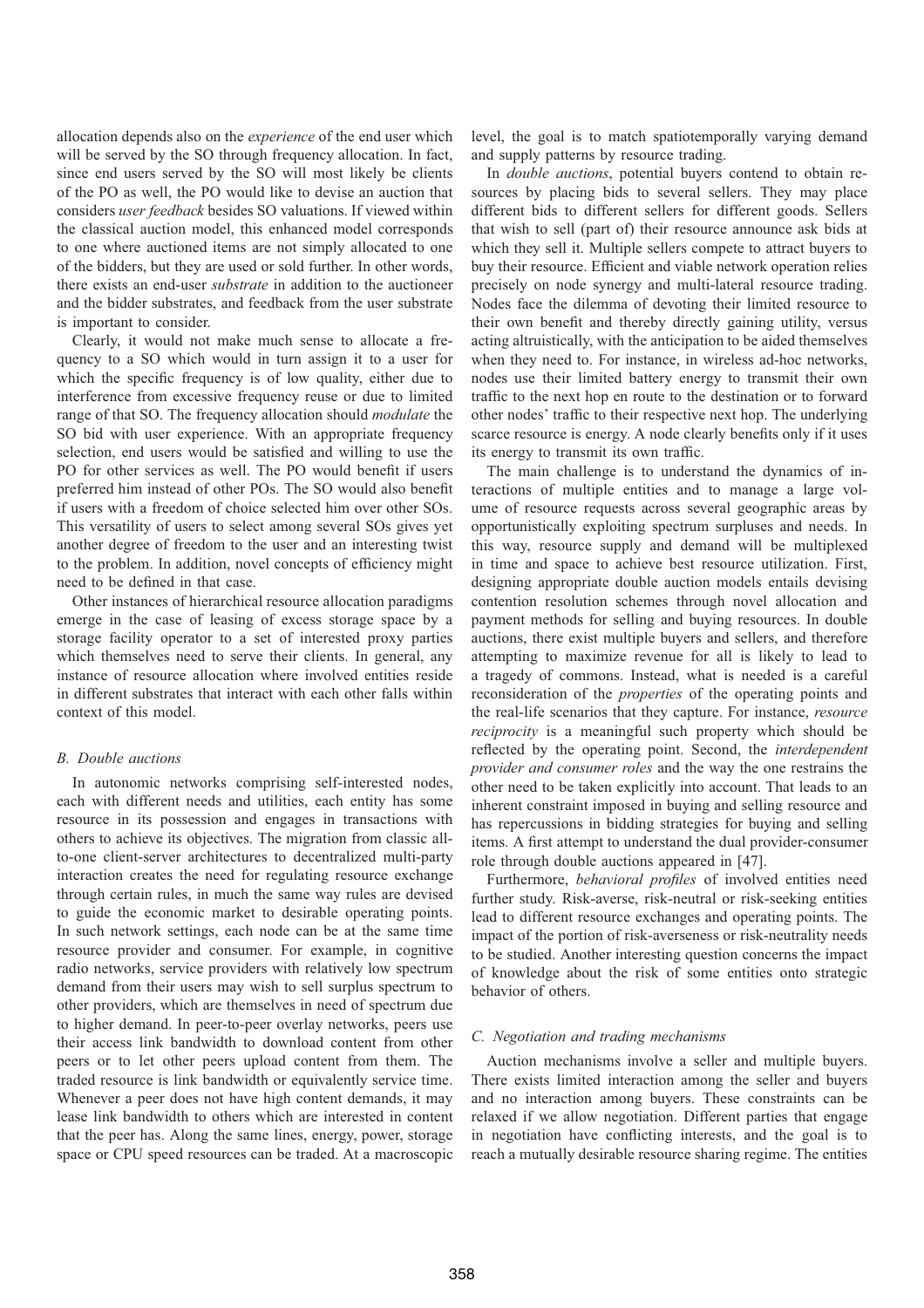allocation depends also on the *experience* of the end user which will be served by the SO through frequency allocation. In fact, since end users served by the SO will most likely be clients of the PO as well, the PO would like to devise an auction that considers *user feedback* besides SO valuations. If viewed within the classical auction model, this enhanced model corresponds to one where auctioned items are not simply allocated to one of the bidders, but they are used or sold further. In other words, there exists an end-user *substrate* in addition to the auctioneer and the bidder substrates, and feedback from the user substrate is important to consider.

Clearly, it would not make much sense to allocate a frequency to a SO which would in turn assign it to a user for which the specific frequency is of low quality, either due to interference from excessive frequency reuse or due to limited range of that SO. The frequency allocation should *modulate* the SO bid with user experience. With an appropriate frequency selection, end users would be satisfied and willing to use the PO for other services as well. The PO would benefit if users preferred him instead of other POs. The SO would also benefit if users with a freedom of choice selected him over other SOs. This versatility of users to select among several SOs gives yet another degree of freedom to the user and an interesting twist to the problem. In addition, novel concepts of efficiency might need to be defined in that case.

Other instances of hierarchical resource allocation paradigms emerge in the case of leasing of excess storage space by a storage facility operator to a set of interested proxy parties which themselves need to serve their clients. In general, any instance of resource allocation where involved entities reside in different substrates that interact with each other falls within context of this model.

### B. Double auctions

In autonomic networks comprising self-interested nodes, each with different needs and utilities, each entity has some resource in its possession and engages in transactions with others to achieve its objectives. The migration from classic all-to-one client-server architectures to decentralized multi-party interaction creates the need for regulating resource exchange through certain rules, in much the same way rules are devised to guide the economic market to desirable operating points. In such network settings, each node can be at the same time resource provider and consumer. For example, in cognitive radio networks, service providers with relatively low spectrum demand from their users may wish to sell surplus spectrum to other providers, which are themselves in need of spectrum due to higher demand. In peer-to-peer overlay networks, peers use their access link bandwidth to download content from other peers or to let other peers upload content from them. The traded resource is link bandwidth or equivalently service time. Whenever a peer does not have high content demands, it may lease link bandwidth to others which are interested in content that the peer has. Along the same lines, energy, power, storage space or CPU speed resources can be traded. At a macroscopic level, the goal is to match spatiotemporally varying demand and supply patterns by resource trading.

In *double auctions*, potential buyers contend to obtain resources by placing bids to several sellers. They may place different bids to different sellers for different goods. Sellers that wish to sell (part of) their resource announce ask bids at which they sell it. Multiple sellers compete to attract buyers to buy their resource. Efficient and viable network operation relies precisely on node synergy and multi-lateral resource trading. Nodes face the dilemma of devoting their limited resource to their own benefit and thereby directly gaining utility, versus acting altruistically, with the anticipation to be aided themselves when they need to. For instance, in wireless ad-hoc networks, nodes use their limited battery energy to transmit their own traffic to the next hop en route to the destination or to forward other nodes' traffic to their respective next hop. The underlying scarce resource is energy. A node clearly benefits only if it uses its energy to transmit its own traffic.

The main challenge is to understand the dynamics of interactions of multiple entities and to manage a large volume of resource requests across several geographic areas by opportunistically exploiting spectrum surpluses and needs. In this way, resource supply and demand will be multiplexed in time and space to achieve best resource utilization. First, designing appropriate double auction models entails devising contention resolution schemes through novel allocation and payment methods for selling and buying resources. In double auctions, there exist multiple buyers and sellers, and therefore attempting to maximize revenue for all is likely to lead to a tragedy of commons. Instead, what is needed is a careful reconsideration of the *properties* of the operating points and the real-life scenarios that they capture. For instance, *resource reciprocity* is a meaningful such property which should be reflected by the operating point. Second, the *interdependent provider and consumer roles* and the way the one restrains the other need to be taken explicitly into account. That leads to an inherent constraint imposed in buying and selling resource and has repercussions in bidding strategies for buying and selling items. A first attempt to understand the dual provider-consumer role through double auctions appeared in [47].

Furthermore, *behavioral profiles* of involved entities need further study. Risk-averse, risk-neutral or risk-seeking entities lead to different resource exchanges and operating points. The impact of the portion of risk-averseness or risk-neutrality needs to be studied. Another interesting question concerns the impact of knowledge about the risk of some entities onto strategic behavior of others.

### C. Negotiation and trading mechanisms

Auction mechanisms involve a seller and multiple buyers. There exists limited interaction among the seller and buyers and no interaction among buyers. These constraints can be relaxed if we allow negotiation. Different parties that engage in negotiation have conflicting interests, and the goal is to reach a mutually desirable resource sharing regime. The entities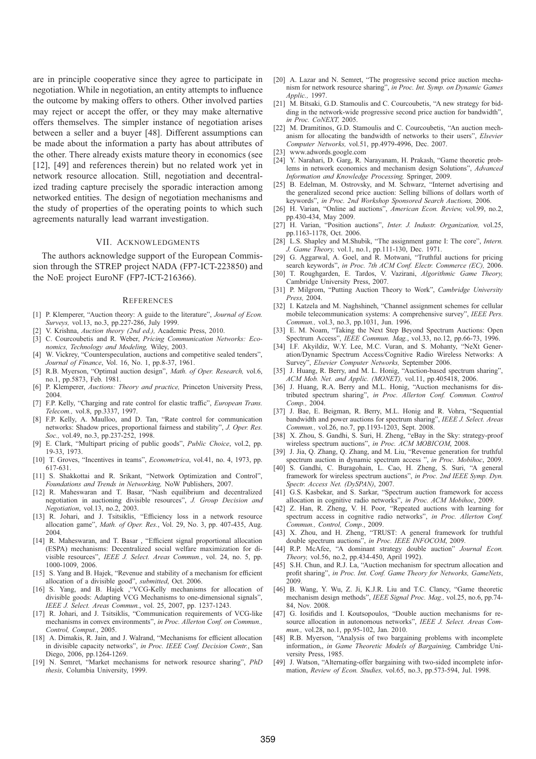are in principle cooperative since they agree to participate in negotiation. While in negotiation, an entity attempts to influence the outcome by making offers to others. Other involved parties may reject or accept the offer, or they may make alternative offers themselves. The simpler instance of negotiation arises between a seller and a buyer [48]. Different assumptions can be made about the information a party has about attributes of the other. There already exists mature theory in economics (see [12], [49] and references therein) but no related work yet in network resource allocation. Still, negotiation and decentralized trading capture precisely the sporadic interaction among networked entities. The design of negotiation mechanisms and the study of properties of the operating points to which such agreements naturally lead warrant investigation.

## VII. Acknowledgments

The authors acknowledge support of the European Commission through the STREP project NADA (FP7-ICT-223850) and the NoE project EuroNF (FP7-ICT-216366).

## References

[1] P. Klemperer, "Auction theory: A guide to the literature", *Journal of Econ. Surveys,* vol.13, no.3, pp.227-286, July 1999.

[2] V. Krishna, *Auction theory (2nd ed.),* Academic Press, 2010.

[3] C. Courcoubetis and R. Weber, *Pricing Communication Networks: Economics, Technology and Modeling,* Wiley, 2003.

[4] W. Vickrey, "Counterspeculation, auctions and competitive sealed tenders", *Journal of Finance*, Vol. 16, No. 1, pp.8-37, 1961.

[5] R.B. Myerson, "Optimal auction design", *Math. of Oper. Research,* vol.6, no.1, pp.5873, Feb. 1981.

[6] P. Klemperer, *Auctions: Theory and practice,* Princeton University Press, 2004.

[7] F.P. Kelly, "Charging and rate control for elastic traffic", *European Trans. Telecom.,* vol.8, pp.3337, 1997.

[8] F.P. Kelly, A. Maulloo, and D. Tan, "Rate control for communication networks: Shadow prices, proportional fairness and stability", *J. Oper. Res. Soc.,* vol.49, no.3, pp.237-252, 1998.

[9] E. Clark, "Multipart pricing of public goods", *Public Choice*, vol.2, pp. 19-33, 1973.

[10] T. Groves, "Incentives in teams", *Econometrica*, vol.41, no. 4, 1973, pp. 617-631.

[11] S. Shakkottai and R. Srikant, "Network Optimization and Control", *Foundations and Trends in Networking,* NoW Publishers, 2007.

[12] R. Maheswaran and T. Basar, "Nash equilibrium and decentralized negotiation in auctioning divisible resources", *J. Group Decision and Negotiation*, vol.13, no.2, 2003.

[13] R. Johari, and J. Tsitsiklis, "Efficiency loss in a network resource allocation game", *Math. of Oper. Res.*, Vol. 29, No. 3, pp. 407-435, Aug. 2004.

[14] R. Maheswaran, and T. Basar , "Efficient signal proportional allocation (ESPA) mechanisms: Decentralized social welfare maximization for divisible resources", *IEEE J. Select. Areas Commun.*, vol. 24, no. 5, pp. 1000-1009, 2006.

[15] S. Yang and B. Hajek, "Revenue and stability of a mechanism for efficient allocation of a divisible good", *submitted*, Oct. 2006.

[16] S. Yang, and B. Hajek ,"VCG-Kelly mechanisms for allocation of divisible goods: Adapting VCG Mechanisms to one-dimensional signals", *IEEE J. Select. Areas Commun.*, vol. 25, 2007, pp. 1237-1243.

[17] R. Johari, and J. Tsitsiklis, "Communication requirements of VCG-like mechanisms in convex environments", *in Proc. Allerton Conf. on Commun., Control, Comput.*, 2005.

[18] A. Dimakis, R. Jain, and J. Walrand, "Mechanisms for efficient allocation in divisible capacity networks", *in Proc. IEEE Conf. Decision Contr.*, San Diego, 2006, pp.1264-1269.

[19] N. Semret, "Market mechanisms for network resource sharing", *PhD thesis,* Columbia University, 1999.

[20] A. Lazar and N. Semret, "The progressive second price auction mechanism for network resource sharing", *in Proc. Int. Symp. on Dynamic Games Applic.,* 1997.

[21] M. Bitsaki, G.D. Stamoulis and C. Courcoubetis, "A new strategy for bidding in the network-wide progressive second price auction for bandwidth", *in Proc. CoNEXT,* 2005.

[22] M. Dramitinos, G.D. Stamoulis and C. Courcoubetis, "An auction mechanism for allocating the bandwidth of networks to their users", *Elsevier Computer Networks,* vol.51, pp.4979-4996, Dec. 2007.

[23] www.adwords.google.com

[24] Y. Narahari, D. Garg, R. Narayanam, H. Prakash, "Game theoretic problems in network economics and mechanism design Solutions", *Advanced Information and Knowledge Processing,* Springer, 2009.

[25] B. Edelman, M. Ostrovsky, and M. Schwarz, "Internet advertising and the generalized second price auction: Selling billions of dollars worth of keywords", *in Proc. 2nd Workshop Sponsored Search Auctions,* 2006.

[26] H. Varian, "Online ad auctions", *American Econ. Review,* vol.99, no.2, pp.430-434, May 2009.

[27] H. Varian, "Position auctions", *Inter. J. Industr. Organization,* vol.25, pp.1163-1178, Oct. 2006.

[28] L.S. Shapley and M.Shubik, "The assignment game I: The core", *Intern. J. Game Theory,* vol.1, no.1, pp.111-130, Dec. 1971.

[29] G. Aggarwal, A. Goel, and R. Motwani, "Truthful auctions for pricing search keywords", *in Proc. 7th ACM Conf. Electr. Commerce (EC),* 2006.

[30] T. Roughgarden, E. Tardos, V. Vazirani, *Algorithmic Game Theory,* Cambridge University Press, 2007.

[31] P. Milgrom, "Putting Auction Theory to Work", *Cambridge University Press,* 2004.

[32] I. Katzela and M. Naghshineh, "Channel assignment schemes for cellular mobile telecommunication systems: A comprehensive survey", *IEEE Pers. Commun.,* vol.3, no.3, pp.1031, Jun. 1996.

[33] E. M. Noam, "Taking the Next Step Beyond Spectrum Auctions: Open Spectrum Access", *IEEE Commun. Mag.*, vol.33, no.12, pp.66-73, 1996.

[34] I.F. Akyildiz, W.Y. Lee, M.C. Vuran, and S. Mohanty, "NeXt Generation/Dynamic Spectrum Access/Cognitive Radio Wireless Networks: A Survey", *Elsevier Computer Networks,* September 2006.

[35] J. Huang, R. Berry, and M. L. Honig, "Auction-based spectrum sharing", *ACM Mob. Net. and Applic. (MONET),* vol.11, pp.405418, 2006.

[36] J. Huang, R.A. Berry and M.L. Honig, "Auction mechanisms for distributed spectrum sharing", *in Proc. Allerton Conf. Commun. Control Comp.,* 2004.

[37] J. Bae, E. Beigman, R. Berry, M.L. Honig and R. Vohra, "Sequential bandwidth and power auctions for spectrum sharing", *IEEE J. Select. Areas Commun.,* vol.26, no.7, pp.1193-1203, Sept. 2008.

[38] X. Zhou, S. Gandhi, S. Suri, H. Zheng, "eBay in the Sky: strategy-proof wireless spectrum auctions", *in Proc. ACM MOBICOM*, 2008.

[39] J. Jia, Q. Zhang, Q. Zhang, and M. Liu, "Revenue generation for truthful spectrum auction in dynamic spectrum access ", *in Proc. Mobihoc*, 2009.

[40] S. Gandhi, C. Buragohain, L. Cao, H. Zheng, S. Suri, "A general framework for wireless spectrum auctions", *in Proc. 2nd IEEE Symp. Dyn. Spectr. Access Net. (DySPAN)*, 2007.

[41] G.S. Kasbekar, and S. Sarkar, "Spectrum auction framework for access allocation in cognitive radio networks", *in Proc. ACM Mobihoc*, 2009.

[42] Z. Han, R. Zheng, V. H. Poor, "Repeated auctions with learning for spectrum access in cognitive radio networks", *in Proc. Allerton Conf. Commun., Control, Comp.*, 2009.

[43] X. Zhou, and H. Zheng, "TRUST: A general framework for truthful double spectrum auctions", *in Proc. IEEE INFOCOM*, 2009.

[44] R.P. McAfee, "A dominant strategy double auction" *Journal Econ. Theory,* vol.56, no.2, pp.434-450, April 1992).

[45] S.H. Chun, and R.J. La, "Auction mechanism for spectrum allocation and profit sharing", *in Proc. Int. Conf. Game Theory for Networks, GameNets*, 2009.

[46] B. Wang, Y. Wu, Z. Ji, K.J.R. Liu and T.C. Clancy, "Game theoretic mechanism design methods", *IEEE Signal Proc. Mag.,* vol.25, no.6, pp.74-84, Nov. 2008.

[47] G. Iosifidis and I. Koutsopoulos, "Double auction mechanisms for resource allocation in autonomous networks", *IEEE J. Select. Areas Commun.,* vol.28, no.1, pp.95-102, Jan. 2010.

[48] R.B. Myerson, "Analysis of two bargaining problems with incomplete information,, *in Game Theoretic Models of Bargaining,* Cambridge University Press, 1985.

[49] J. Watson, "Alternating-offer bargaining with two-sided incomplete information, *Review of Econ. Studies,* vol.65, no.3, pp.573-594, Jul. 1998.